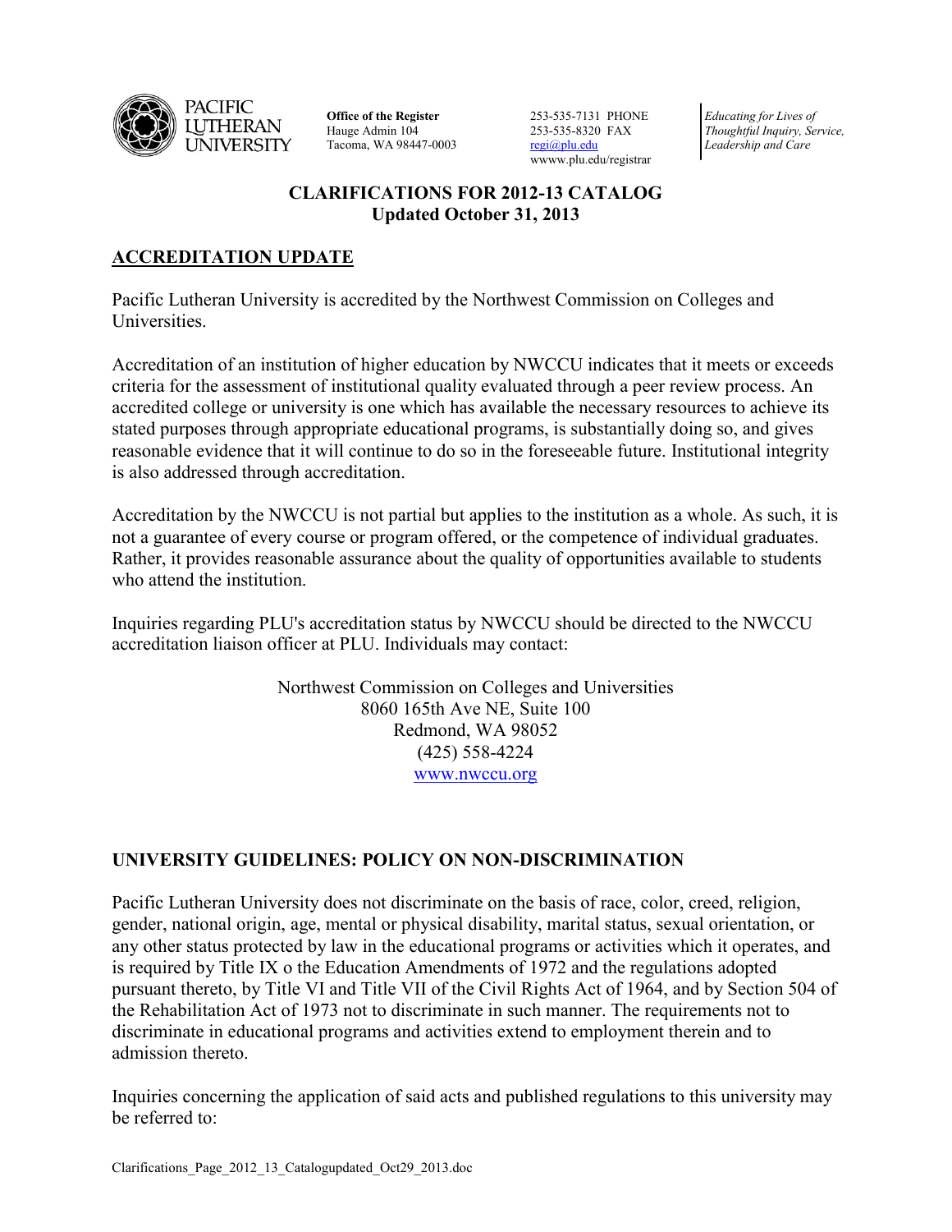PACIFIC LUTHERAN UNIVERSITY

**Office of the Register**
Hauge Admin 104
Tacoma, WA 98447-0003

253-535-7131 PHONE
253-535-8320 FAX
regi@plu.edu
wwww.plu.edu/registrar

*Educating for Lives of Thoughtful Inquiry, Service, Leadership and Care*

# CLARIFICATIONS FOR 2012-13 CATALOG
## Updated October 31, 2013

## ACCREDITATION UPDATE

Pacific Lutheran University is accredited by the Northwest Commission on Colleges and Universities.

Accreditation of an institution of higher education by NWCCU indicates that it meets or exceeds criteria for the assessment of institutional quality evaluated through a peer review process. An accredited college or university is one which has available the necessary resources to achieve its stated purposes through appropriate educational programs, is substantially doing so, and gives reasonable evidence that it will continue to do so in the foreseeable future. Institutional integrity is also addressed through accreditation.

Accreditation by the NWCCU is not partial but applies to the institution as a whole. As such, it is not a guarantee of every course or program offered, or the competence of individual graduates. Rather, it provides reasonable assurance about the quality of opportunities available to students who attend the institution.

Inquiries regarding PLU's accreditation status by NWCCU should be directed to the NWCCU accreditation liaison officer at PLU. Individuals may contact:

Northwest Commission on Colleges and Universities
8060 165th Ave NE, Suite 100
Redmond, WA 98052
(425) 558-4224
www.nwccu.org

## UNIVERSITY GUIDELINES: POLICY ON NON-DISCRIMINATION

Pacific Lutheran University does not discriminate on the basis of race, color, creed, religion, gender, national origin, age, mental or physical disability, marital status, sexual orientation, or any other status protected by law in the educational programs or activities which it operates, and is required by Title IX o the Education Amendments of 1972 and the regulations adopted pursuant thereto, by Title VI and Title VII of the Civil Rights Act of 1964, and by Section 504 of the Rehabilitation Act of 1973 not to discriminate in such manner. The requirements not to discriminate in educational programs and activities extend to employment therein and to admission thereto.

Inquiries concerning the application of said acts and published regulations to this university may be referred to: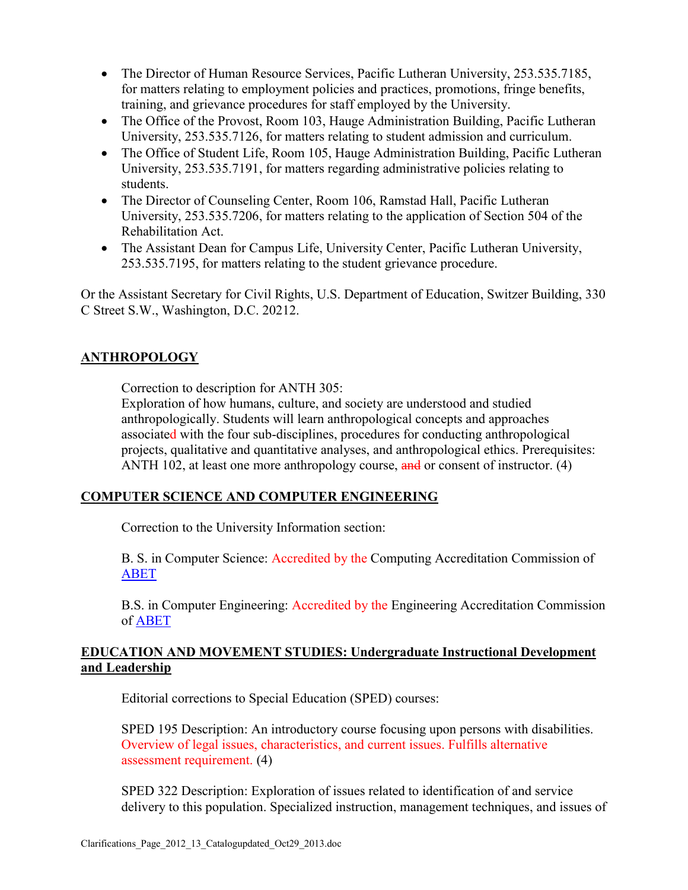- The Director of Human Resource Services, Pacific Lutheran University, 253.535.7185, for matters relating to employment policies and practices, promotions, fringe benefits, training, and grievance procedures for staff employed by the University.
- The Office of the Provost, Room 103, Hauge Administration Building, Pacific Lutheran University, 253.535.7126, for matters relating to student admission and curriculum.
- The Office of Student Life, Room 105, Hauge Administration Building, Pacific Lutheran University, 253.535.7191, for matters regarding administrative policies relating to students.
- The Director of Counseling Center, Room 106, Ramstad Hall, Pacific Lutheran University, 253.535.7206, for matters relating to the application of Section 504 of the Rehabilitation Act.
- The Assistant Dean for Campus Life, University Center, Pacific Lutheran University, 253.535.7195, for matters relating to the student grievance procedure.

Or the Assistant Secretary for Civil Rights, U.S. Department of Education, Switzer Building, 330 C Street S.W., Washington, D.C. 20212.

## ANTHROPOLOGY

Correction to description for ANTH 305:
Exploration of how humans, culture, and society are understood and studied anthropologically. Students will learn anthropological concepts and approaches associated with the four sub-disciplines, procedures for conducting anthropological projects, qualitative and quantitative analyses, and anthropological ethics. Prerequisites: ANTH 102, at least one more anthropology course, ~~and~~ or consent of instructor. (4)

## COMPUTER SCIENCE AND COMPUTER ENGINEERING

Correction to the University Information section:

B. S. in Computer Science: Accredited by the Computing Accreditation Commission of ABET

B.S. in Computer Engineering: Accredited by the Engineering Accreditation Commission of ABET

## EDUCATION AND MOVEMENT STUDIES: Undergraduate Instructional Development and Leadership

Editorial corrections to Special Education (SPED) courses:

SPED 195 Description: An introductory course focusing upon persons with disabilities. Overview of legal issues, characteristics, and current issues. Fulfills alternative assessment requirement. (4)

SPED 322 Description: Exploration of issues related to identification of and service delivery to this population. Specialized instruction, management techniques, and issues of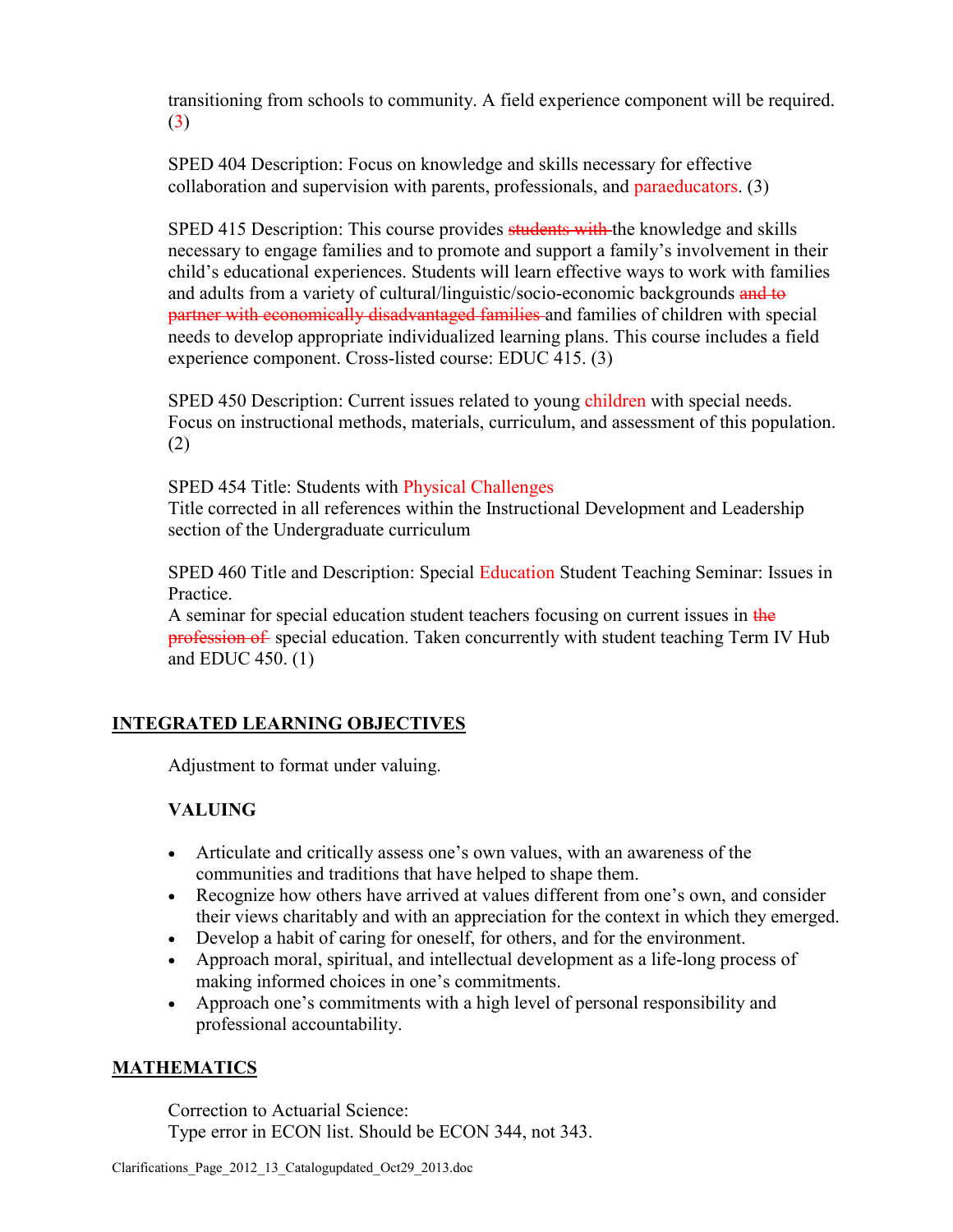transitioning from schools to community. A field experience component will be required. (3)

SPED 404 Description: Focus on knowledge and skills necessary for effective collaboration and supervision with parents, professionals, and paraeducators. (3)

SPED 415 Description: This course provides ~~students with~~ the knowledge and skills necessary to engage families and to promote and support a family's involvement in their child's educational experiences. Students will learn effective ways to work with families and adults from a variety of cultural/linguistic/socio-economic backgrounds ~~and to partner with economically disadvantaged families~~ and families of children with special needs to develop appropriate individualized learning plans. This course includes a field experience component. Cross-listed course: EDUC 415. (3)

SPED 450 Description: Current issues related to young children with special needs. Focus on instructional methods, materials, curriculum, and assessment of this population. (2)

SPED 454 Title: Students with Physical Challenges
Title corrected in all references within the Instructional Development and Leadership section of the Undergraduate curriculum

SPED 460 Title and Description: Special Education Student Teaching Seminar: Issues in Practice.
A seminar for special education student teachers focusing on current issues in ~~the profession of~~ special education. Taken concurrently with student teaching Term IV Hub and EDUC 450. (1)

## INTEGRATED LEARNING OBJECTIVES

Adjustment to format under valuing.

### VALUING

- Articulate and critically assess one's own values, with an awareness of the communities and traditions that have helped to shape them.
- Recognize how others have arrived at values different from one's own, and consider their views charitably and with an appreciation for the context in which they emerged.
- Develop a habit of caring for oneself, for others, and for the environment.
- Approach moral, spiritual, and intellectual development as a life-long process of making informed choices in one's commitments.
- Approach one's commitments with a high level of personal responsibility and professional accountability.

## MATHEMATICS

Correction to Actuarial Science:
Type error in ECON list. Should be ECON 344, not 343.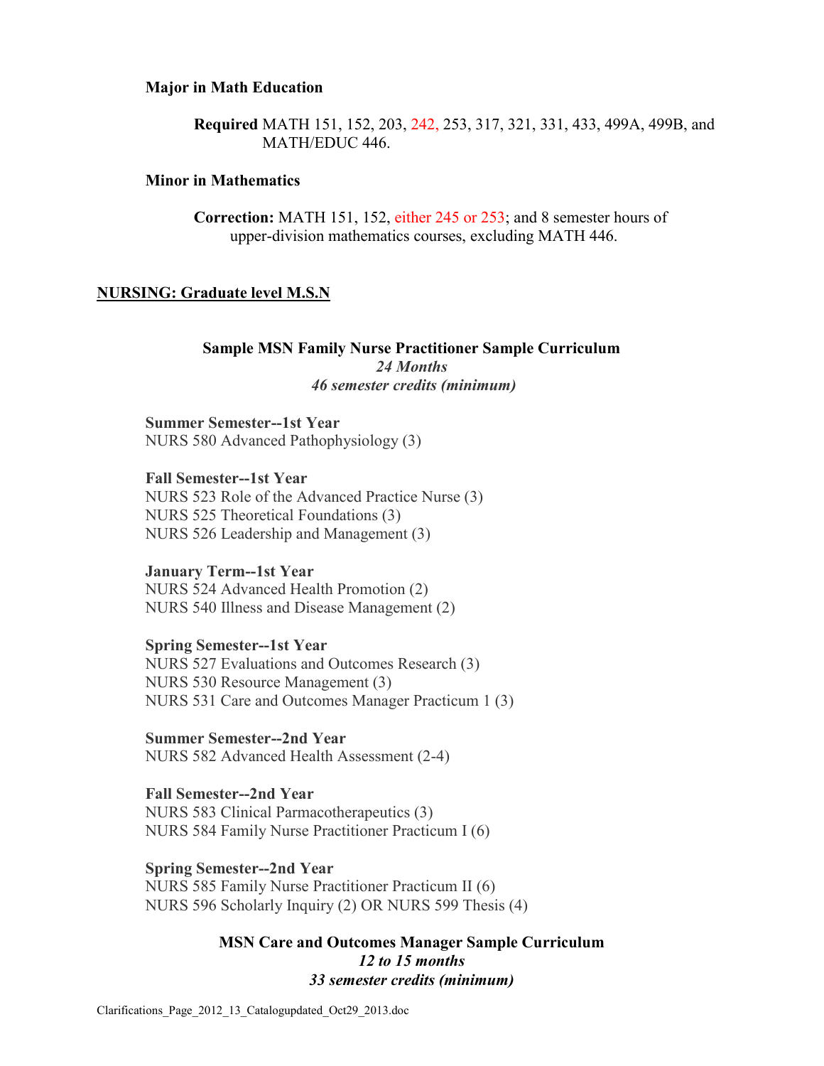**Major in Math Education**

**Required** MATH 151, 152, 203, 242, 253, 317, 321, 331, 433, 499A, 499B, and MATH/EDUC 446.

**Minor in Mathematics**

**Correction:** MATH 151, 152, either 245 or 253; and 8 semester hours of upper-division mathematics courses, excluding MATH 446.

## NURSING: Graduate level M.S.N

### Sample MSN Family Nurse Practitioner Sample Curriculum

*24 Months*

*46 semester credits (minimum)*

**Summer Semester--1st Year**
NURS 580 Advanced Pathophysiology (3)

**Fall Semester--1st Year**
NURS 523 Role of the Advanced Practice Nurse (3)
NURS 525 Theoretical Foundations (3)
NURS 526 Leadership and Management (3)

**January Term--1st Year**
NURS 524 Advanced Health Promotion (2)
NURS 540 Illness and Disease Management (2)

**Spring Semester--1st Year**
NURS 527 Evaluations and Outcomes Research (3)
NURS 530 Resource Management (3)
NURS 531 Care and Outcomes Manager Practicum 1 (3)

**Summer Semester--2nd Year**
NURS 582 Advanced Health Assessment (2-4)

**Fall Semester--2nd Year**
NURS 583 Clinical Parmacotherapeutics (3)
NURS 584 Family Nurse Practitioner Practicum I (6)

**Spring Semester--2nd Year**
NURS 585 Family Nurse Practitioner Practicum II (6)
NURS 596 Scholarly Inquiry (2) OR NURS 599 Thesis (4)

### MSN Care and Outcomes Manager Sample Curriculum

*12 to 15 months*

*33 semester credits (minimum)*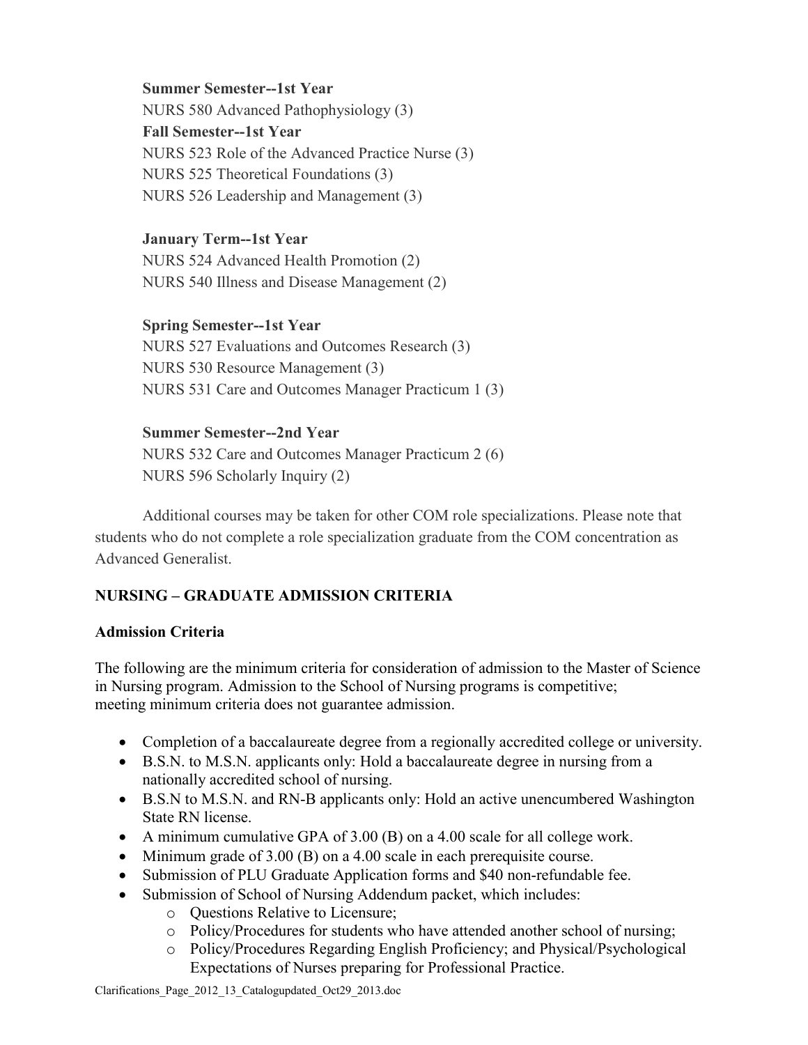**Summer Semester--1st Year**

NURS 580 Advanced Pathophysiology (3)

**Fall Semester--1st Year**

NURS 523 Role of the Advanced Practice Nurse (3)
NURS 525 Theoretical Foundations (3)
NURS 526 Leadership and Management (3)

**January Term--1st Year**

NURS 524 Advanced Health Promotion (2)
NURS 540 Illness and Disease Management (2)

**Spring Semester--1st Year**

NURS 527 Evaluations and Outcomes Research (3)
NURS 530 Resource Management (3)
NURS 531 Care and Outcomes Manager Practicum 1 (3)

**Summer Semester--2nd Year**

NURS 532 Care and Outcomes Manager Practicum 2 (6)
NURS 596 Scholarly Inquiry (2)

Additional courses may be taken for other COM role specializations. Please note that students who do not complete a role specialization graduate from the COM concentration as Advanced Generalist.

## NURSING – GRADUATE ADMISSION CRITERIA

### Admission Criteria

The following are the minimum criteria for consideration of admission to the Master of Science in Nursing program. Admission to the School of Nursing programs is competitive; meeting minimum criteria does not guarantee admission.

- Completion of a baccalaureate degree from a regionally accredited college or university.
- B.S.N. to M.S.N. applicants only: Hold a baccalaureate degree in nursing from a nationally accredited school of nursing.
- B.S.N to M.S.N. and RN-B applicants only: Hold an active unencumbered Washington State RN license.
- A minimum cumulative GPA of 3.00 (B) on a 4.00 scale for all college work.
- Minimum grade of 3.00 (B) on a 4.00 scale in each prerequisite course.
- Submission of PLU Graduate Application forms and $40 non-refundable fee.
- Submission of School of Nursing Addendum packet, which includes:
    - Questions Relative to Licensure;
    - Policy/Procedures for students who have attended another school of nursing;
    - Policy/Procedures Regarding English Proficiency; and Physical/Psychological Expectations of Nurses preparing for Professional Practice.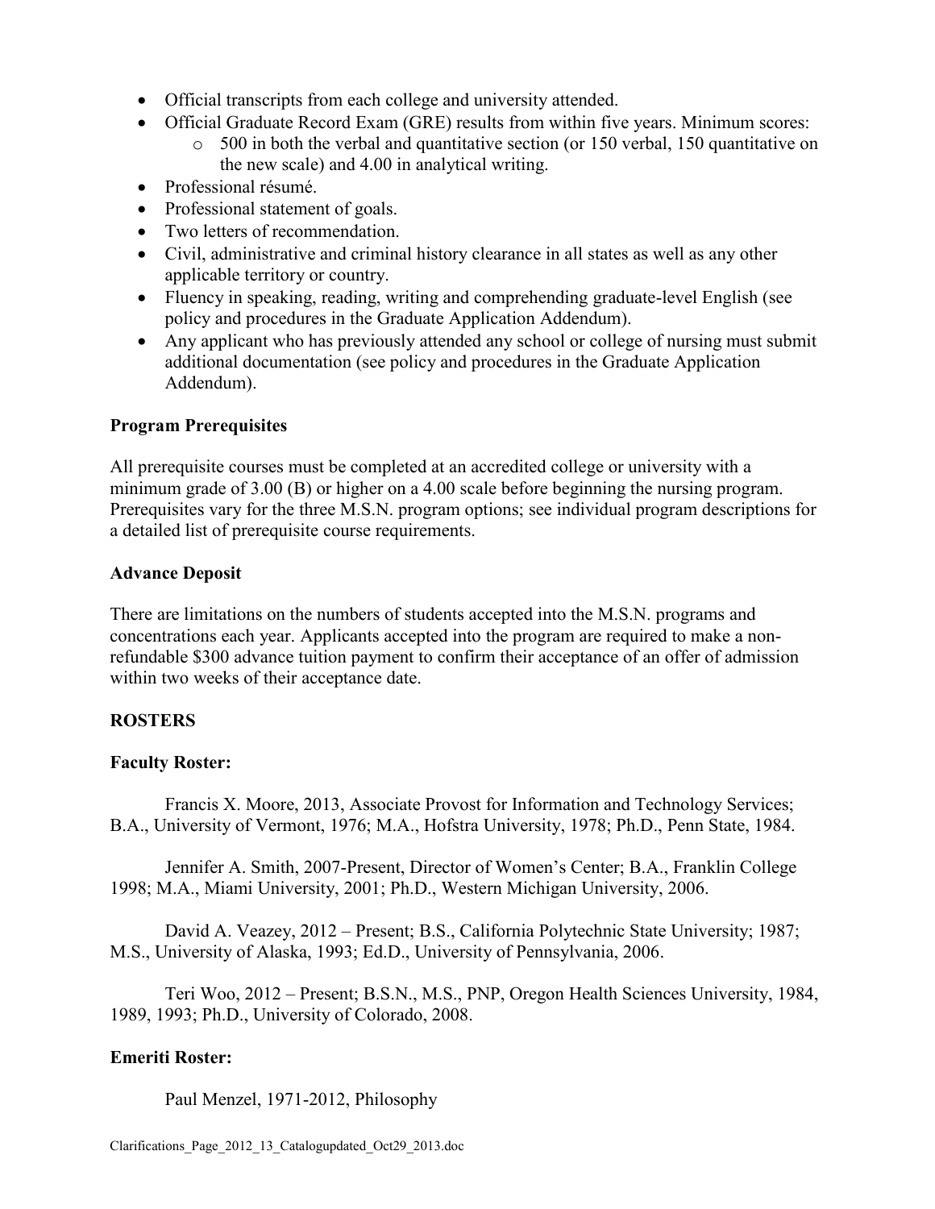- Official transcripts from each college and university attended.
- Official Graduate Record Exam (GRE) results from within five years. Minimum scores:
  - 500 in both the verbal and quantitative section (or 150 verbal, 150 quantitative on the new scale) and 4.00 in analytical writing.
- Professional résumé.
- Professional statement of goals.
- Two letters of recommendation.
- Civil, administrative and criminal history clearance in all states as well as any other applicable territory or country.
- Fluency in speaking, reading, writing and comprehending graduate-level English (see policy and procedures in the Graduate Application Addendum).
- Any applicant who has previously attended any school or college of nursing must submit additional documentation (see policy and procedures in the Graduate Application Addendum).

**Program Prerequisites**

All prerequisite courses must be completed at an accredited college or university with a minimum grade of 3.00 (B) or higher on a 4.00 scale before beginning the nursing program. Prerequisites vary for the three M.S.N. program options; see individual program descriptions for a detailed list of prerequisite course requirements.

**Advance Deposit**

There are limitations on the numbers of students accepted into the M.S.N. programs and concentrations each year. Applicants accepted into the program are required to make a non-refundable $300 advance tuition payment to confirm their acceptance of an offer of admission within two weeks of their acceptance date.

**ROSTERS**

**Faculty Roster:**

Francis X. Moore, 2013, Associate Provost for Information and Technology Services; B.A., University of Vermont, 1976; M.A., Hofstra University, 1978; Ph.D., Penn State, 1984.

Jennifer A. Smith, 2007-Present, Director of Women's Center; B.A., Franklin College 1998; M.A., Miami University, 2001; Ph.D., Western Michigan University, 2006.

David A. Veazey, 2012 – Present; B.S., California Polytechnic State University; 1987; M.S., University of Alaska, 1993; Ed.D., University of Pennsylvania, 2006.

Teri Woo, 2012 – Present; B.S.N., M.S., PNP, Oregon Health Sciences University, 1984, 1989, 1993; Ph.D., University of Colorado, 2008.

**Emeriti Roster:**

Paul Menzel, 1971-2012, Philosophy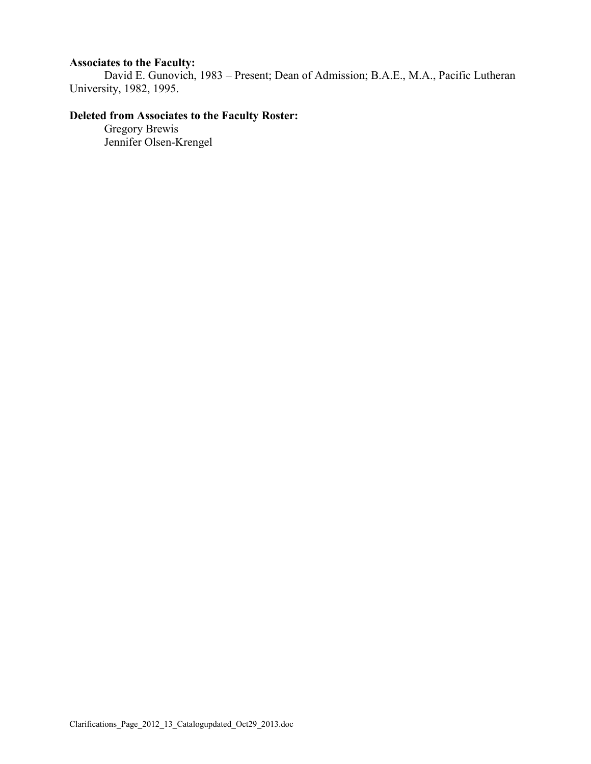**Associates to the Faculty:**

David E. Gunovich, 1983 – Present; Dean of Admission; B.A.E., M.A., Pacific Lutheran University, 1982, 1995.

**Deleted from Associates to the Faculty Roster:**

Gregory Brewis
Jennifer Olsen-Krengel